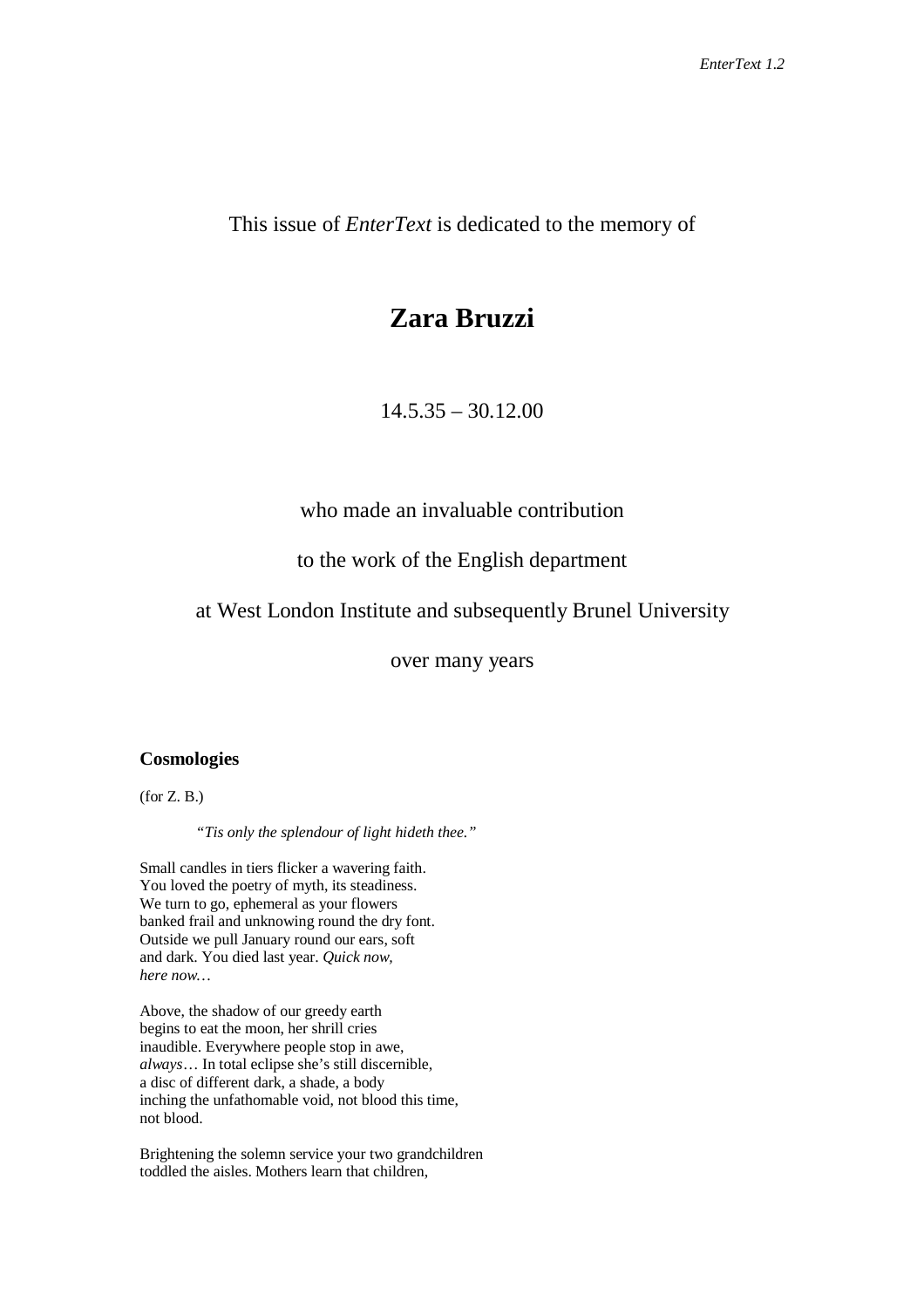This issue of *EnterText* is dedicated to the memory of

# Zara Bruzzi

14.5.35 – 30.12.00

who made an invaluable contribution

to the work of the English department

at West London Institute and subsequently Brunel University

over many years

**Cosmologies**

(for Z. B.)

> *"Tis only the splendour of light hideth thee."*

Small candles in tiers flicker a wavering faith.  
You loved the poetry of myth, its steadiness.  
We turn to go, ephemeral as your flowers  
banked frail and unknowing round the dry font.  
Outside we pull January round our ears, soft  
and dark. You died last year. *Quick now,*  
*here now…*

Above, the shadow of our greedy earth  
begins to eat the moon, her shrill cries  
inaudible. Everywhere people stop in awe,  
*always*… In total eclipse she's still discernible,  
a disc of different dark, a shade, a body  
inching the unfathomable void, not blood this time,  
not blood.

Brightening the solemn service your two grandchildren  
toddled the aisles. Mothers learn that children,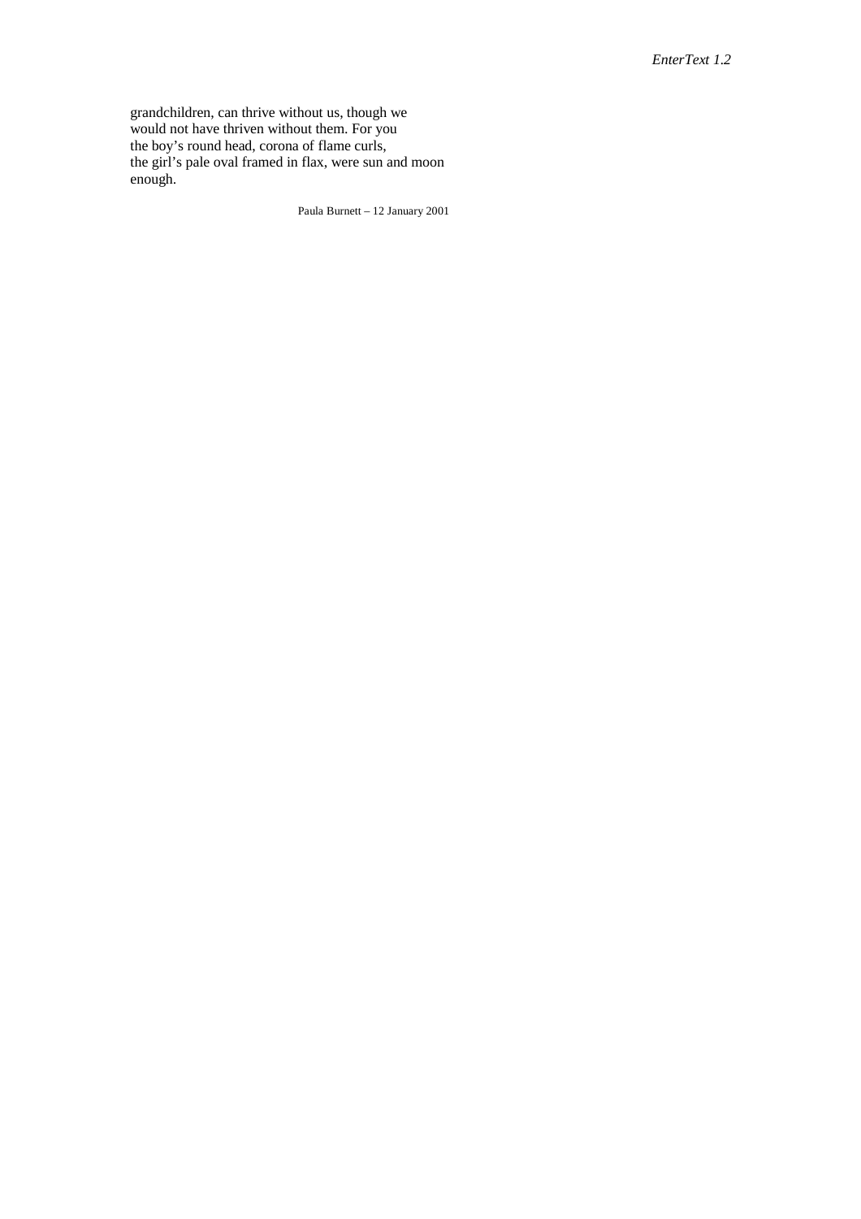grandchildren, can thrive without us, though we
would not have thriven without them. For you
the boy's round head, corona of flame curls,
the girl's pale oval framed in flax, were sun and moon
enough.

Paula Burnett – 12 January 2001